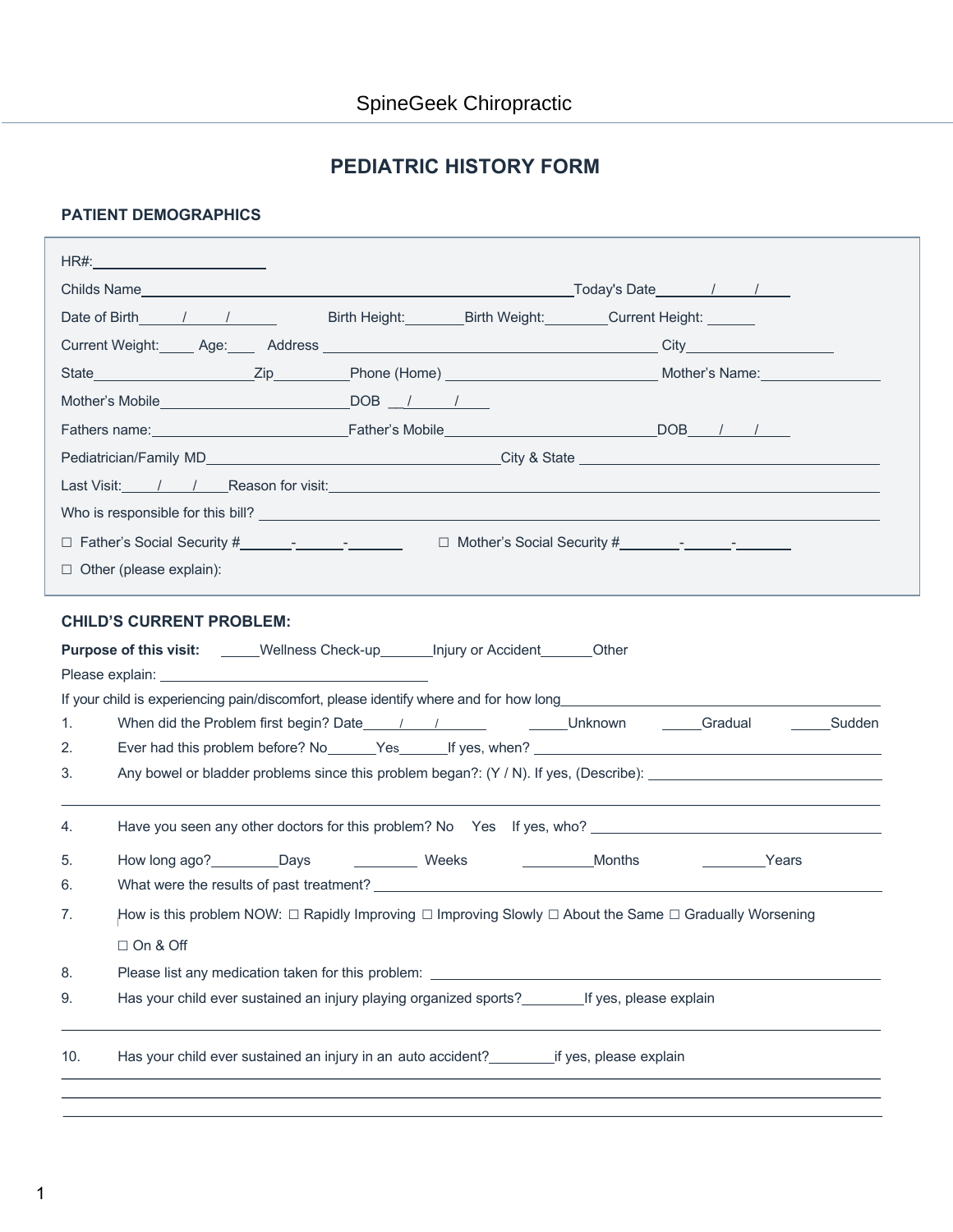SpineGeek Chiropractic

# PEDIATRIC HISTORY FORM

## PATIENT DEMOGRAPHICS

HR#:____________________

Childs Name______________________________________________Today's Date____/____/____

Date of Birth____/____/______ Birth Height:________Birth Weight:________Current Height: ______

Current Weight:_____ Age:____ Address ________________________________ City__________________

State__________________Zip_________Phone (Home) ________________________ Mother's Name:______________

Mother's Mobile______________________DOB __/____/____

Fathers name:______________________Father's Mobile________________________DOB____/____/____

Pediatrician/Family MD________________________________City & State ______________________________

Last Visit:____/____/____Reason for visit:____________________________________________________

Who is responsible for this bill? ______________________________________________________________

☐ Father's Social Security #______-______-______ ☐ Mother's Social Security #______-______-______

☐ Other (please explain):

## CHILD'S CURRENT PROBLEM:

**Purpose of this visit:** _____Wellness Check-up_______Injury or Accident______Other

Please explain: ________________________________

If your child is experiencing pain/discomfort, please identify where and for how long_____________________________

1. When did the Problem first begin? Date____/____/______ _____Unknown _____Gradual _____Sudden
2. Ever had this problem before? No______Yes______If yes, when? ________________________________
3. Any bowel or bladder problems since this problem began?: (Y / N). If yes, (Describe): ____________________

   ________________________________________________________________________________

4. Have you seen any other doctors for this problem? No Yes If yes, who? ________________________
5. How long ago?_________Days ________ Weeks _________Months ________Years
6. What were the results of past treatment? ______________________________________________
7. How is this problem NOW: ☐ Rapidly Improving ☐ Improving Slowly ☐ About the Same ☐ Gradually Worsening

   ☐ On & Off

8. Please list any medication taken for this problem: ______________________________________
9. Has your child ever sustained an injury playing organized sports?________If yes, please explain

   ________________________________________________________________________________

10. Has your child ever sustained an injury in an auto accident?________if yes, please explain

    ________________________________________________________________________________

    ________________________________________________________________________________

    ________________________________________________________________________________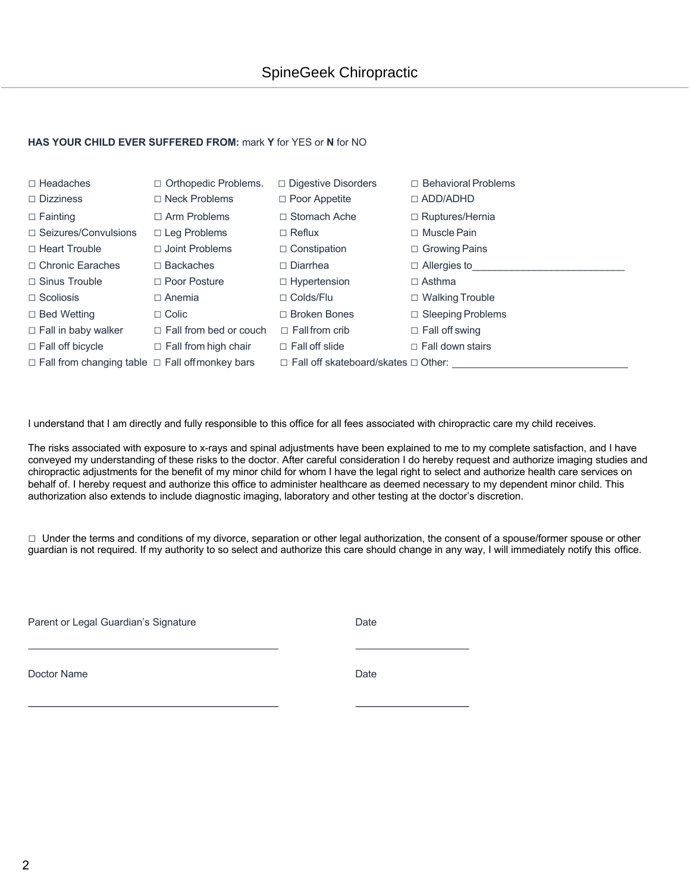**HAS YOUR CHILD EVER SUFFERED FROM:** mark **Y** for YES or **N** for NO

| | | | |
|---|---|---|---|
| ☐ Headaches | ☐ Orthopedic Problems. | ☐ Digestive Disorders | ☐ Behavioral Problems |
| ☐ Dizziness | ☐ Neck Problems | ☐ Poor Appetite | ☐ ADD/ADHD |
| ☐ Fainting | ☐ Arm Problems | ☐ Stomach Ache | ☐ Ruptures/Hernia |
| ☐ Seizures/Convulsions | ☐ Leg Problems | ☐ Reflux | ☐ Muscle Pain |
| ☐ Heart Trouble | ☐ Joint Problems | ☐ Constipation | ☐ Growing Pains |
| ☐ Chronic Earaches | ☐ Backaches | ☐ Diarrhea | ☐ Allergies to___________________________ |
| ☐ Sinus Trouble | ☐ Poor Posture | ☐ Hypertension | ☐ Asthma |
| ☐ Scoliosis | ☐ Anemia | ☐ Colds/Flu | ☐ Walking Trouble |
| ☐ Bed Wetting | ☐ Colic | ☐ Broken Bones | ☐ Sleeping Problems |
| ☐ Fall in baby walker | ☐ Fall from bed or couch | ☐ Fall from crib | ☐ Fall off swing |
| ☐ Fall off bicycle | ☐ Fall from high chair | ☐ Fall off slide | ☐ Fall down stairs |
| ☐ Fall from changing table | ☐ Fall off monkey bars | ☐ Fall off skateboard/skates | ☐ Other: ________________________________ |

I understand that I am directly and fully responsible to this office for all fees associated with chiropractic care my child receives.

The risks associated with exposure to x-rays and spinal adjustments have been explained to me to my complete satisfaction, and I have conveyed my understanding of these risks to the doctor. After careful consideration I do hereby request and authorize imaging studies and chiropractic adjustments for the benefit of my minor child for whom I have the legal right to select and authorize health care services on behalf of. I hereby request and authorize this office to administer healthcare as deemed necessary to my dependent minor child. This authorization also extends to include diagnostic imaging, laboratory and other testing at the doctor's discretion.

☐ Under the terms and conditions of my divorce, separation or other legal authorization, the consent of a spouse/former spouse or other guardian is not required. If my authority to so select and authorize this care should change in any way, I will immediately notify this office.

Parent or Legal Guardian's Signature ____________________________________________ Date ____________________

Doctor Name ____________________________________________ Date ____________________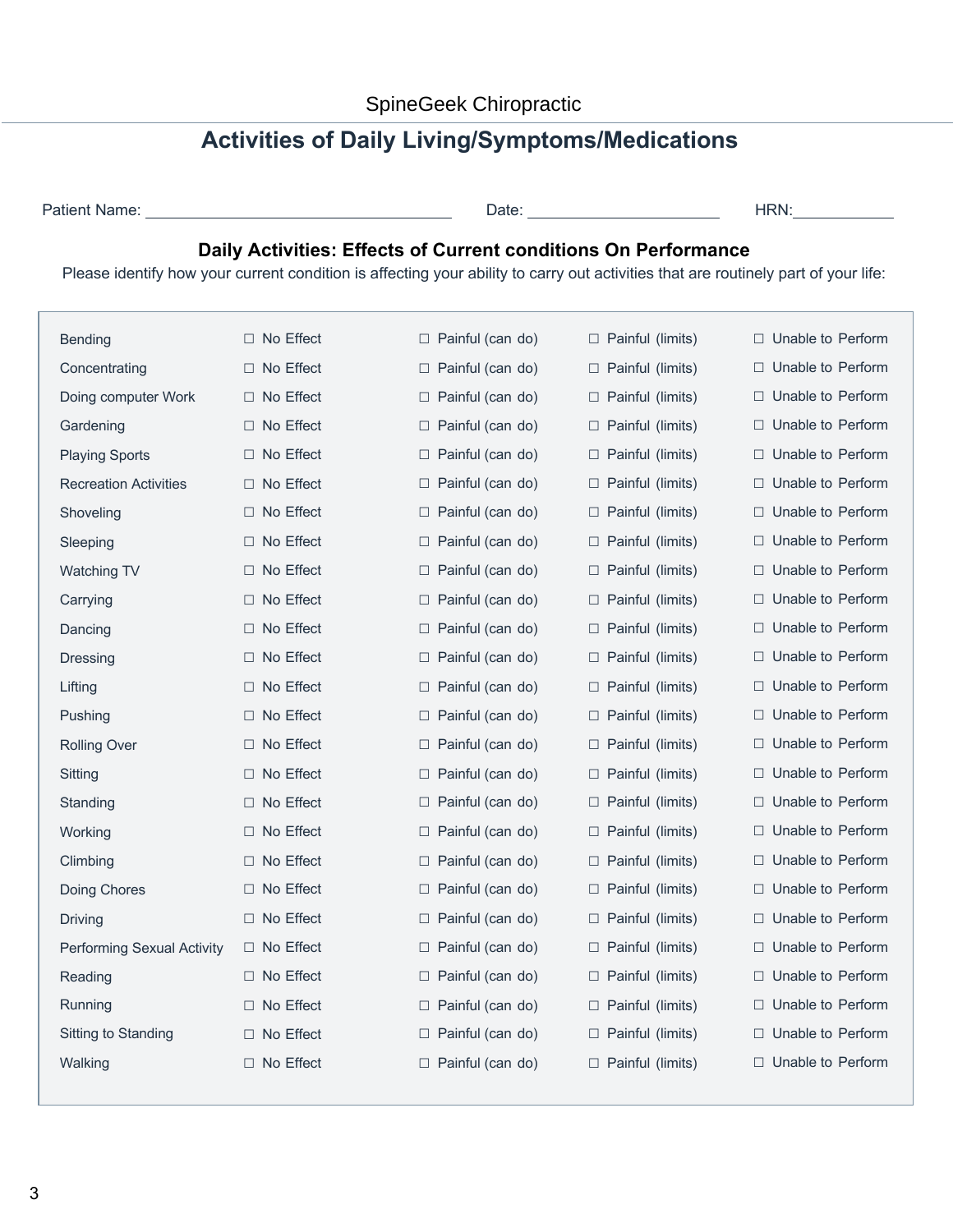SpineGeek Chiropractic

# Activities of Daily Living/Symptoms/Medications

Patient Name: ______________________________ Date: ____________________ HRN:__________

## Daily Activities: Effects of Current conditions On Performance

Please identify how your current condition is affecting your ability to carry out activities that are routinely part of your life:

| | | | | |
|---|---|---|---|---|
| Bending | ☐ No Effect | ☐ Painful (can do) | ☐ Painful (limits) | ☐ Unable to Perform |
| Concentrating | ☐ No Effect | ☐ Painful (can do) | ☐ Painful (limits) | ☐ Unable to Perform |
| Doing computer Work | ☐ No Effect | ☐ Painful (can do) | ☐ Painful (limits) | ☐ Unable to Perform |
| Gardening | ☐ No Effect | ☐ Painful (can do) | ☐ Painful (limits) | ☐ Unable to Perform |
| Playing Sports | ☐ No Effect | ☐ Painful (can do) | ☐ Painful (limits) | ☐ Unable to Perform |
| Recreation Activities | ☐ No Effect | ☐ Painful (can do) | ☐ Painful (limits) | ☐ Unable to Perform |
| Shoveling | ☐ No Effect | ☐ Painful (can do) | ☐ Painful (limits) | ☐ Unable to Perform |
| Sleeping | ☐ No Effect | ☐ Painful (can do) | ☐ Painful (limits) | ☐ Unable to Perform |
| Watching TV | ☐ No Effect | ☐ Painful (can do) | ☐ Painful (limits) | ☐ Unable to Perform |
| Carrying | ☐ No Effect | ☐ Painful (can do) | ☐ Painful (limits) | ☐ Unable to Perform |
| Dancing | ☐ No Effect | ☐ Painful (can do) | ☐ Painful (limits) | ☐ Unable to Perform |
| Dressing | ☐ No Effect | ☐ Painful (can do) | ☐ Painful (limits) | ☐ Unable to Perform |
| Lifting | ☐ No Effect | ☐ Painful (can do) | ☐ Painful (limits) | ☐ Unable to Perform |
| Pushing | ☐ No Effect | ☐ Painful (can do) | ☐ Painful (limits) | ☐ Unable to Perform |
| Rolling Over | ☐ No Effect | ☐ Painful (can do) | ☐ Painful (limits) | ☐ Unable to Perform |
| Sitting | ☐ No Effect | ☐ Painful (can do) | ☐ Painful (limits) | ☐ Unable to Perform |
| Standing | ☐ No Effect | ☐ Painful (can do) | ☐ Painful (limits) | ☐ Unable to Perform |
| Working | ☐ No Effect | ☐ Painful (can do) | ☐ Painful (limits) | ☐ Unable to Perform |
| Climbing | ☐ No Effect | ☐ Painful (can do) | ☐ Painful (limits) | ☐ Unable to Perform |
| Doing Chores | ☐ No Effect | ☐ Painful (can do) | ☐ Painful (limits) | ☐ Unable to Perform |
| Driving | ☐ No Effect | ☐ Painful (can do) | ☐ Painful (limits) | ☐ Unable to Perform |
| Performing Sexual Activity | ☐ No Effect | ☐ Painful (can do) | ☐ Painful (limits) | ☐ Unable to Perform |
| Reading | ☐ No Effect | ☐ Painful (can do) | ☐ Painful (limits) | ☐ Unable to Perform |
| Running | ☐ No Effect | ☐ Painful (can do) | ☐ Painful (limits) | ☐ Unable to Perform |
| Sitting to Standing | ☐ No Effect | ☐ Painful (can do) | ☐ Painful (limits) | ☐ Unable to Perform |
| Walking | ☐ No Effect | ☐ Painful (can do) | ☐ Painful (limits) | ☐ Unable to Perform |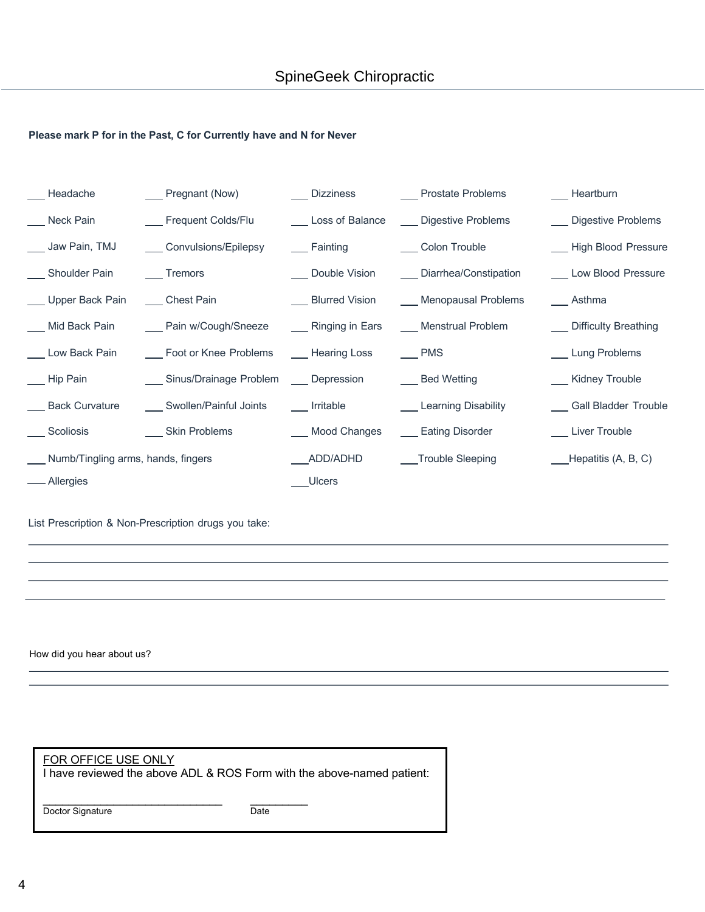# SpineGeek Chiropractic

**Please mark P for in the Past, C for Currently have and N for Never**

| | | | | |
|---|---|---|---|---|
| ___ Headache | ___ Pregnant (Now) | ___ Dizziness | ___ Prostate Problems | ___ Heartburn |
| ___ Neck Pain | ___ Frequent Colds/Flu | ___ Loss of Balance | ___ Digestive Problems | ___ Digestive Problems |
| ___ Jaw Pain, TMJ | ___ Convulsions/Epilepsy | ___ Fainting | ___ Colon Trouble | ___ High Blood Pressure |
| ___ Shoulder Pain | ___ Tremors | ___ Double Vision | ___ Diarrhea/Constipation | ___ Low Blood Pressure |
| ___ Upper Back Pain | ___ Chest Pain | ___ Blurred Vision | ___ Menopausal Problems | ___ Asthma |
| ___ Mid Back Pain | ___ Pain w/Cough/Sneeze | ___ Ringing in Ears | ___ Menstrual Problem | ___ Difficulty Breathing |
| ___ Low Back Pain | ___ Foot or Knee Problems | ___ Hearing Loss | ___ PMS | ___ Lung Problems |
| ___ Hip Pain | ___ Sinus/Drainage Problem | ___ Depression | ___ Bed Wetting | ___ Kidney Trouble |
| ___ Back Curvature | ___ Swollen/Painful Joints | ___ Irritable | ___ Learning Disability | ___ Gall Bladder Trouble |
| ___ Scoliosis | ___ Skin Problems | ___ Mood Changes | ___ Eating Disorder | ___ Liver Trouble |
| ___ Numb/Tingling arms, hands, fingers | | ___ADD/ADHD | ___Trouble Sleeping | ___Hepatitis (A, B, C) |
| ___ Allergies | | ___Ulcers | | |

List Prescription & Non-Prescription drugs you take:

______________________________________________________________________________

______________________________________________________________________________

______________________________________________________________________________

______________________________________________________________________________

How did you hear about us?

______________________________________________________________________________

______________________________________________________________________________

FOR OFFICE USE ONLY

I have reviewed the above ADL & ROS Form with the above-named patient:

______________________________ __________

Doctor Signature Date